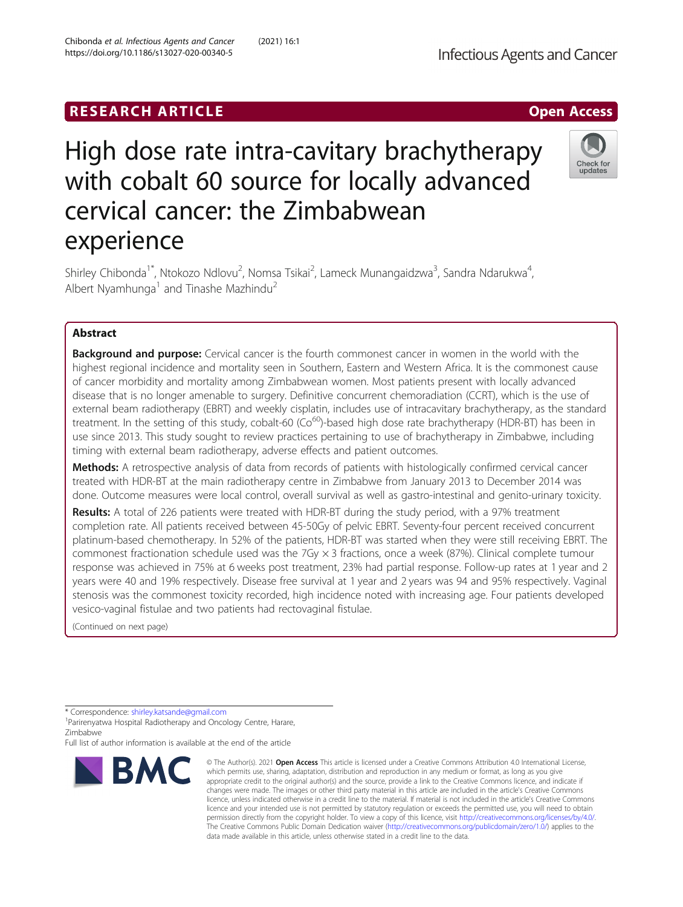RESEARCH ARTICLE

Open Access

# High dose rate intra-cavitary brachytherapy with cobalt 60 source for locally advanced cervical cancer: the Zimbabwean experience

Shirley Chibonda[1*], Ntokozo Ndlovu[2], Nomsa Tsikai[2], Lameck Munangaidzwa[3], Sandra Ndarukwa[4], Albert Nyamhunga[1] and Tinashe Mazhindu[2]

## Abstract

**Background and purpose:** Cervical cancer is the fourth commonest cancer in women in the world with the highest regional incidence and mortality seen in Southern, Eastern and Western Africa. It is the commonest cause of cancer morbidity and mortality among Zimbabwean women. Most patients present with locally advanced disease that is no longer amenable to surgery. Definitive concurrent chemoradiation (CCRT), which is the use of external beam radiotherapy (EBRT) and weekly cisplatin, includes use of intracavitary brachytherapy, as the standard treatment. In the setting of this study, cobalt-60 ($Co^{60}$)-based high dose rate brachytherapy (HDR-BT) has been in use since 2013. This study sought to review practices pertaining to use of brachytherapy in Zimbabwe, including timing with external beam radiotherapy, adverse effects and patient outcomes.

**Methods:** A retrospective analysis of data from records of patients with histologically confirmed cervical cancer treated with HDR-BT at the main radiotherapy centre in Zimbabwe from January 2013 to December 2014 was done. Outcome measures were local control, overall survival as well as gastro-intestinal and genito-urinary toxicity.

**Results:** A total of 226 patients were treated with HDR-BT during the study period, with a 97% treatment completion rate. All patients received between 45-50Gy of pelvic EBRT. Seventy-four percent received concurrent platinum-based chemotherapy. In 52% of the patients, HDR-BT was started when they were still receiving EBRT. The commonest fractionation schedule used was the 7Gy × 3 fractions, once a week (87%). Clinical complete tumour response was achieved in 75% at 6 weeks post treatment, 23% had partial response. Follow-up rates at 1 year and 2 years were 40 and 19% respectively. Disease free survival at 1 year and 2 years was 94 and 95% respectively. Vaginal stenosis was the commonest toxicity recorded, high incidence noted with increasing age. Four patients developed vesico-vaginal fistulae and two patients had rectovaginal fistulae.

(Continued on next page)

* Correspondence: shirley.katsande@gmail.com
[1]Parirenyatwa Hospital Radiotherapy and Oncology Centre, Harare, Zimbabwe
Full list of author information is available at the end of the article

© The Author(s). 2021 **Open Access** This article is licensed under a Creative Commons Attribution 4.0 International License, which permits use, sharing, adaptation, distribution and reproduction in any medium or format, as long as you give appropriate credit to the original author(s) and the source, provide a link to the Creative Commons licence, and indicate if changes were made. The images or other third party material in this article are included in the article's Creative Commons licence, unless indicated otherwise in a credit line to the material. If material is not included in the article's Creative Commons licence and your intended use is not permitted by statutory regulation or exceeds the permitted use, you will need to obtain permission directly from the copyright holder. To view a copy of this licence, visit http://creativecommons.org/licenses/by/4.0/. The Creative Commons Public Domain Dedication waiver (http://creativecommons.org/publicdomain/zero/1.0/) applies to the data made available in this article, unless otherwise stated in a credit line to the data.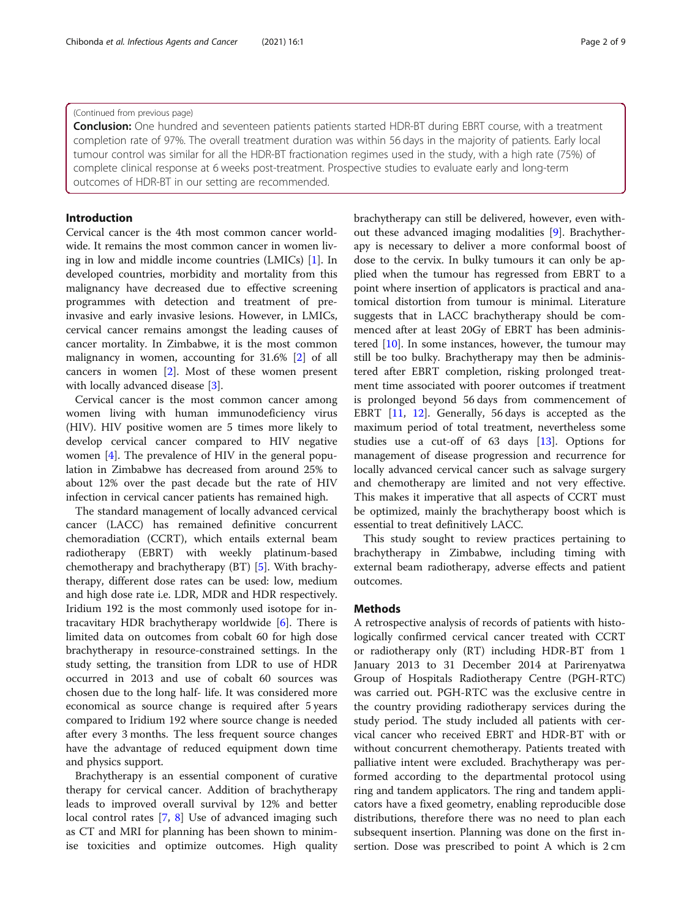(Continued from previous page)

**Conclusion:** One hundred and seventeen patients patients started HDR-BT during EBRT course, with a treatment completion rate of 97%. The overall treatment duration was within 56 days in the majority of patients. Early local tumour control was similar for all the HDR-BT fractionation regimes used in the study, with a high rate (75%) of complete clinical response at 6 weeks post-treatment. Prospective studies to evaluate early and long-term outcomes of HDR-BT in our setting are recommended.

## Introduction

Cervical cancer is the 4th most common cancer worldwide. It remains the most common cancer in women living in low and middle income countries (LMICs) [1]. In developed countries, morbidity and mortality from this malignancy have decreased due to effective screening programmes with detection and treatment of pre-invasive and early invasive lesions. However, in LMICs, cervical cancer remains amongst the leading causes of cancer mortality. In Zimbabwe, it is the most common malignancy in women, accounting for 31.6% [2] of all cancers in women [2]. Most of these women present with locally advanced disease [3].

Cervical cancer is the most common cancer among women living with human immunodeficiency virus (HIV). HIV positive women are 5 times more likely to develop cervical cancer compared to HIV negative women [4]. The prevalence of HIV in the general population in Zimbabwe has decreased from around 25% to about 12% over the past decade but the rate of HIV infection in cervical cancer patients has remained high.

The standard management of locally advanced cervical cancer (LACC) has remained definitive concurrent chemoradiation (CCRT), which entails external beam radiotherapy (EBRT) with weekly platinum-based chemotherapy and brachytherapy (BT) [5]. With brachytherapy, different dose rates can be used: low, medium and high dose rate i.e. LDR, MDR and HDR respectively. Iridium 192 is the most commonly used isotope for intracavitary HDR brachytherapy worldwide [6]. There is limited data on outcomes from cobalt 60 for high dose brachytherapy in resource-constrained settings. In the study setting, the transition from LDR to use of HDR occurred in 2013 and use of cobalt 60 sources was chosen due to the long half- life. It was considered more economical as source change is required after 5 years compared to Iridium 192 where source change is needed after every 3 months. The less frequent source changes have the advantage of reduced equipment down time and physics support.

Brachytherapy is an essential component of curative therapy for cervical cancer. Addition of brachytherapy leads to improved overall survival by 12% and better local control rates [7, 8] Use of advanced imaging such as CT and MRI for planning has been shown to minimise toxicities and optimize outcomes. High quality brachytherapy can still be delivered, however, even without these advanced imaging modalities [9]. Brachytherapy is necessary to deliver a more conformal boost of dose to the cervix. In bulky tumours it can only be applied when the tumour has regressed from EBRT to a point where insertion of applicators is practical and anatomical distortion from tumour is minimal. Literature suggests that in LACC brachytherapy should be commenced after at least 20Gy of EBRT has been administered [10]. In some instances, however, the tumour may still be too bulky. Brachytherapy may then be administered after EBRT completion, risking prolonged treatment time associated with poorer outcomes if treatment is prolonged beyond 56 days from commencement of EBRT [11, 12]. Generally, 56 days is accepted as the maximum period of total treatment, nevertheless some studies use a cut-off of 63 days [13]. Options for management of disease progression and recurrence for locally advanced cervical cancer such as salvage surgery and chemotherapy are limited and not very effective. This makes it imperative that all aspects of CCRT must be optimized, mainly the brachytherapy boost which is essential to treat definitively LACC.

This study sought to review practices pertaining to brachytherapy in Zimbabwe, including timing with external beam radiotherapy, adverse effects and patient outcomes.

## Methods

A retrospective analysis of records of patients with histologically confirmed cervical cancer treated with CCRT or radiotherapy only (RT) including HDR-BT from 1 January 2013 to 31 December 2014 at Parirenyatwa Group of Hospitals Radiotherapy Centre (PGH-RTC) was carried out. PGH-RTC was the exclusive centre in the country providing radiotherapy services during the study period. The study included all patients with cervical cancer who received EBRT and HDR-BT with or without concurrent chemotherapy. Patients treated with palliative intent were excluded. Brachytherapy was performed according to the departmental protocol using ring and tandem applicators. The ring and tandem applicators have a fixed geometry, enabling reproducible dose distributions, therefore there was no need to plan each subsequent insertion. Planning was done on the first insertion. Dose was prescribed to point A which is 2 cm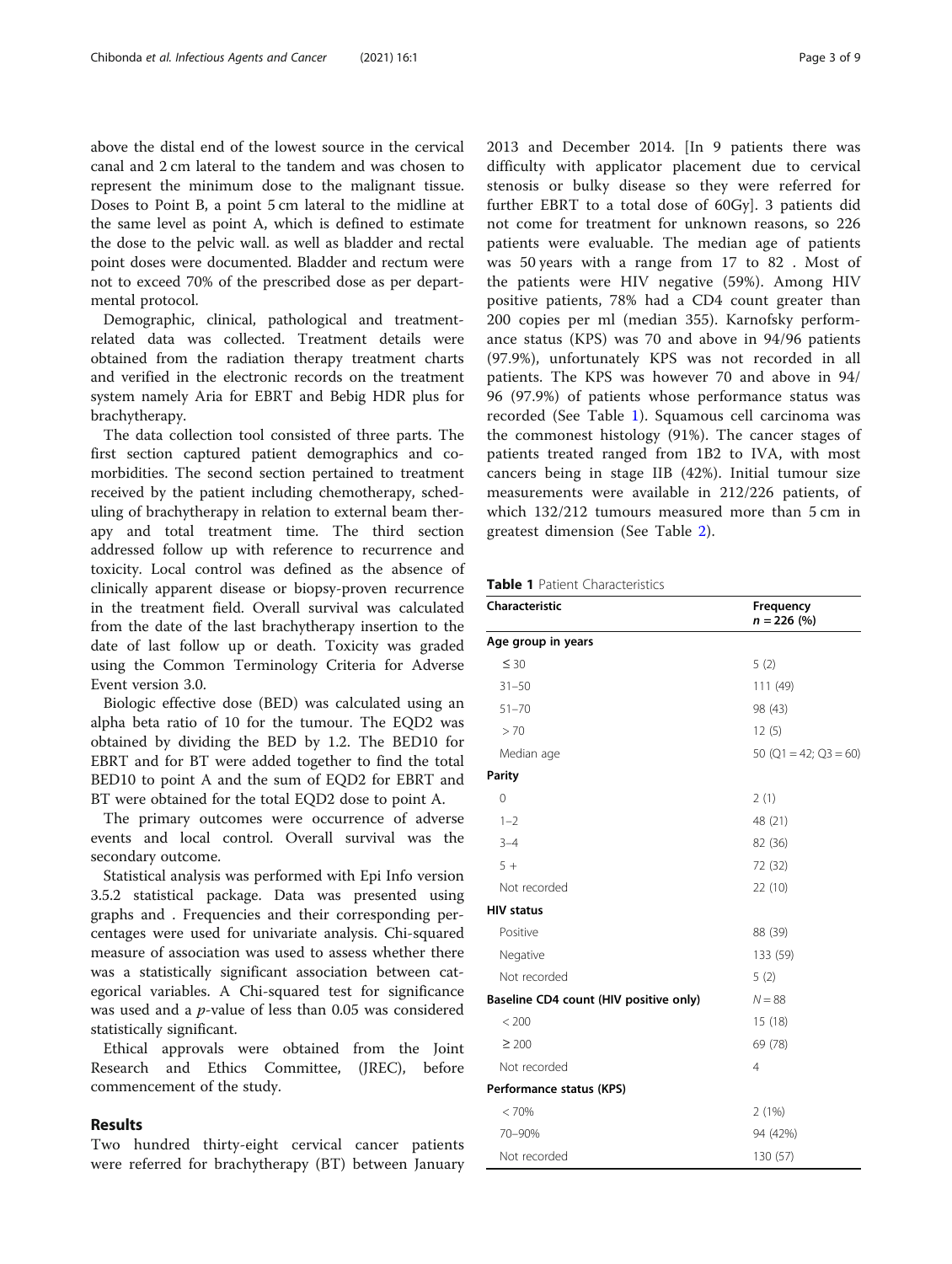above the distal end of the lowest source in the cervical canal and 2 cm lateral to the tandem and was chosen to represent the minimum dose to the malignant tissue. Doses to Point B, a point 5 cm lateral to the midline at the same level as point A, which is defined to estimate the dose to the pelvic wall. as well as bladder and rectal point doses were documented. Bladder and rectum were not to exceed 70% of the prescribed dose as per departmental protocol.

Demographic, clinical, pathological and treatment-related data was collected. Treatment details were obtained from the radiation therapy treatment charts and verified in the electronic records on the treatment system namely Aria for EBRT and Bebig HDR plus for brachytherapy.

The data collection tool consisted of three parts. The first section captured patient demographics and co-morbidities. The second section pertained to treatment received by the patient including chemotherapy, scheduling of brachytherapy in relation to external beam therapy and total treatment time. The third section addressed follow up with reference to recurrence and toxicity. Local control was defined as the absence of clinically apparent disease or biopsy-proven recurrence in the treatment field. Overall survival was calculated from the date of the last brachytherapy insertion to the date of last follow up or death. Toxicity was graded using the Common Terminology Criteria for Adverse Event version 3.0.

Biologic effective dose (BED) was calculated using an alpha beta ratio of 10 for the tumour. The EQD2 was obtained by dividing the BED by 1.2. The BED10 for EBRT and for BT were added together to find the total BED10 to point A and the sum of EQD2 for EBRT and BT were obtained for the total EQD2 dose to point A.

The primary outcomes were occurrence of adverse events and local control. Overall survival was the secondary outcome.

Statistical analysis was performed with Epi Info version 3.5.2 statistical package. Data was presented using graphs and . Frequencies and their corresponding percentages were used for univariate analysis. Chi-squared measure of association was used to assess whether there was a statistically significant association between categorical variables. A Chi-squared test for significance was used and a $p$-value of less than 0.05 was considered statistically significant.

Ethical approvals were obtained from the Joint Research and Ethics Committee, (JREC), before commencement of the study.

## Results

Two hundred thirty-eight cervical cancer patients were referred for brachytherapy (BT) between January 2013 and December 2014. [In 9 patients there was difficulty with applicator placement due to cervical stenosis or bulky disease so they were referred for further EBRT to a total dose of 60Gy]. 3 patients did not come for treatment for unknown reasons, so 226 patients were evaluable. The median age of patients was 50 years with a range from 17 to 82 . Most of the patients were HIV negative (59%). Among HIV positive patients, 78% had a CD4 count greater than 200 copies per ml (median 355). Karnofsky performance status (KPS) was 70 and above in 94/96 patients (97.9%), unfortunately KPS was not recorded in all patients. The KPS was however 70 and above in 94/ 96 (97.9%) of patients whose performance status was recorded (See Table 1). Squamous cell carcinoma was the commonest histology (91%). The cancer stages of patients treated ranged from 1B2 to IVA, with most cancers being in stage IIB (42%). Initial tumour size measurements were available in 212/226 patients, of which 132/212 tumours measured more than 5 cm in greatest dimension (See Table 2).

**Table 1** Patient Characteristics

| Characteristic | Frequency $n = 226$ (%) |
|---|---|
| **Age group in years** | |
| ≤ 30 | 5 (2) |
| 31–50 | 111 (49) |
| 51–70 | 98 (43) |
| > 70 | 12 (5) |
| Median age | 50 (Q1 = 42; Q3 = 60) |
| **Parity** | |
| 0 | 2 (1) |
| 1–2 | 48 (21) |
| 3–4 | 82 (36) |
| 5 + | 72 (32) |
| Not recorded | 22 (10) |
| **HIV status** | |
| Positive | 88 (39) |
| Negative | 133 (59) |
| Not recorded | 5 (2) |
| **Baseline CD4 count (HIV positive only)** | $N = 88$ |
| < 200 | 15 (18) |
| ≥ 200 | 69 (78) |
| Not recorded | 4 |
| **Performance status (KPS)** | |
| < 70% | 2 (1%) |
| 70–90% | 94 (42%) |
| Not recorded | 130 (57) |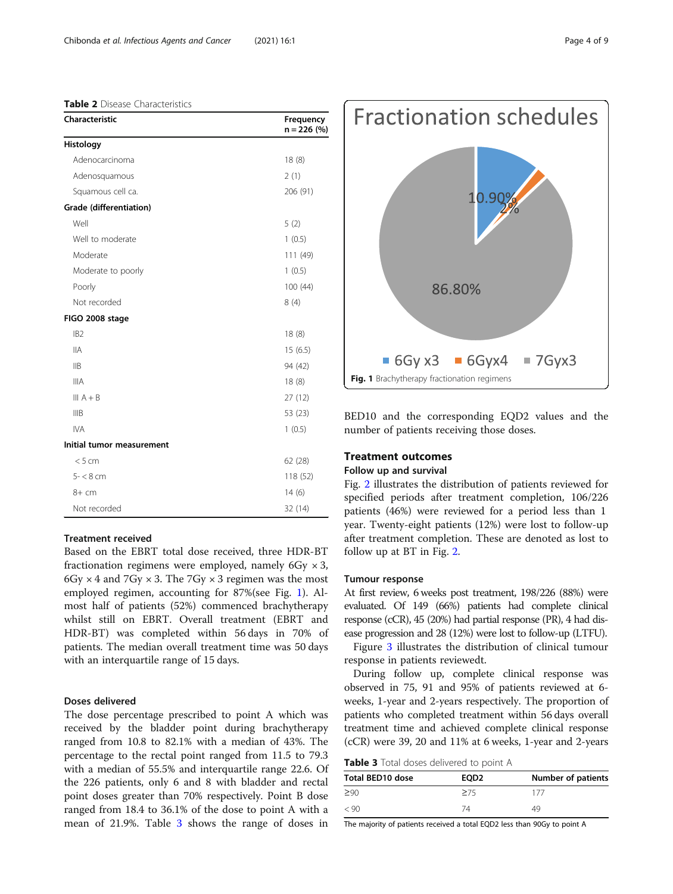**Table 2** Disease Characteristics

| Characteristic | Frequency n = 226 (%) |
|---|---|
| **Histology** | |
| Adenocarcinoma | 18 (8) |
| Adenosquamous | 2 (1) |
| Squamous cell ca. | 206 (91) |
| **Grade (differentiation)** | |
| Well | 5 (2) |
| Well to moderate | 1 (0.5) |
| Moderate | 111 (49) |
| Moderate to poorly | 1 (0.5) |
| Poorly | 100 (44) |
| Not recorded | 8 (4) |
| **FIGO 2008 stage** | |
| IB2 | 18 (8) |
| IIA | 15 (6.5) |
| IIB | 94 (42) |
| IIIA | 18 (8) |
| III A + B | 27 (12) |
| IIIB | 53 (23) |
| IVA | 1 (0.5) |
| **Initial tumor measurement** | |
| < 5 cm | 62 (28) |
| 5- < 8 cm | 118 (52) |
| 8+ cm | 14 (6) |
| Not recorded | 32 (14) |

### Treatment received

Based on the EBRT total dose received, three HDR-BT fractionation regimens were employed, namely 6Gy × 3, 6Gy × 4 and 7Gy × 3. The 7Gy × 3 regimen was the most employed regimen, accounting for 87%(see Fig. 1). Almost half of patients (52%) commenced brachytherapy whilst still on EBRT. Overall treatment (EBRT and HDR-BT) was completed within 56 days in 70% of patients. The median overall treatment time was 50 days with an interquartile range of 15 days.

### Doses delivered

The dose percentage prescribed to point A which was received by the bladder point during brachytherapy ranged from 10.8 to 82.1% with a median of 43%. The percentage to the rectal point ranged from 11.5 to 79.3 with a median of 55.5% and interquartile range 22.6. Of the 226 patients, only 6 and 8 with bladder and rectal point doses greater than 70% respectively. Point B dose ranged from 18.4 to 36.1% of the dose to point A with a mean of 21.9%. Table 3 shows the range of doses in BED10 and the corresponding EQD2 values and the number of patients receiving those doses.

Fractionation schedules

10.90% | 2% | 86.80%

6Gy x3 | 6Gyx4 | 7Gyx3

**Fig. 1** Brachytherapy fractionation regimens

## Treatment outcomes

### Follow up and survival

Fig. 2 illustrates the distribution of patients reviewed for specified periods after treatment completion, 106/226 patients (46%) were reviewed for a period less than 1 year. Twenty-eight patients (12%) were lost to follow-up after treatment completion. These are denoted as lost to follow up at BT in Fig. 2.

### Tumour response

At first review, 6 weeks post treatment, 198/226 (88%) were evaluated. Of 149 (66%) patients had complete clinical response (cCR), 45 (20%) had partial response (PR), 4 had disease progression and 28 (12%) were lost to follow-up (LTFU).

Figure 3 illustrates the distribution of clinical tumour response in patients reviewedt.

During follow up, complete clinical response was observed in 75, 91 and 95% of patients reviewed at 6-weeks, 1-year and 2-years respectively. The proportion of patients who completed treatment within 56 days overall treatment time and achieved complete clinical response (cCR) were 39, 20 and 11% at 6 weeks, 1-year and 2-years

**Table 3** Total doses delivered to point A

| Total BED10 dose | EQD2 | Number of patients |
|---|---|---|
| ≥90 | ≥75 | 177 |
| < 90 | 74 | 49 |

The majority of patients received a total EQD2 less than 90Gy to point A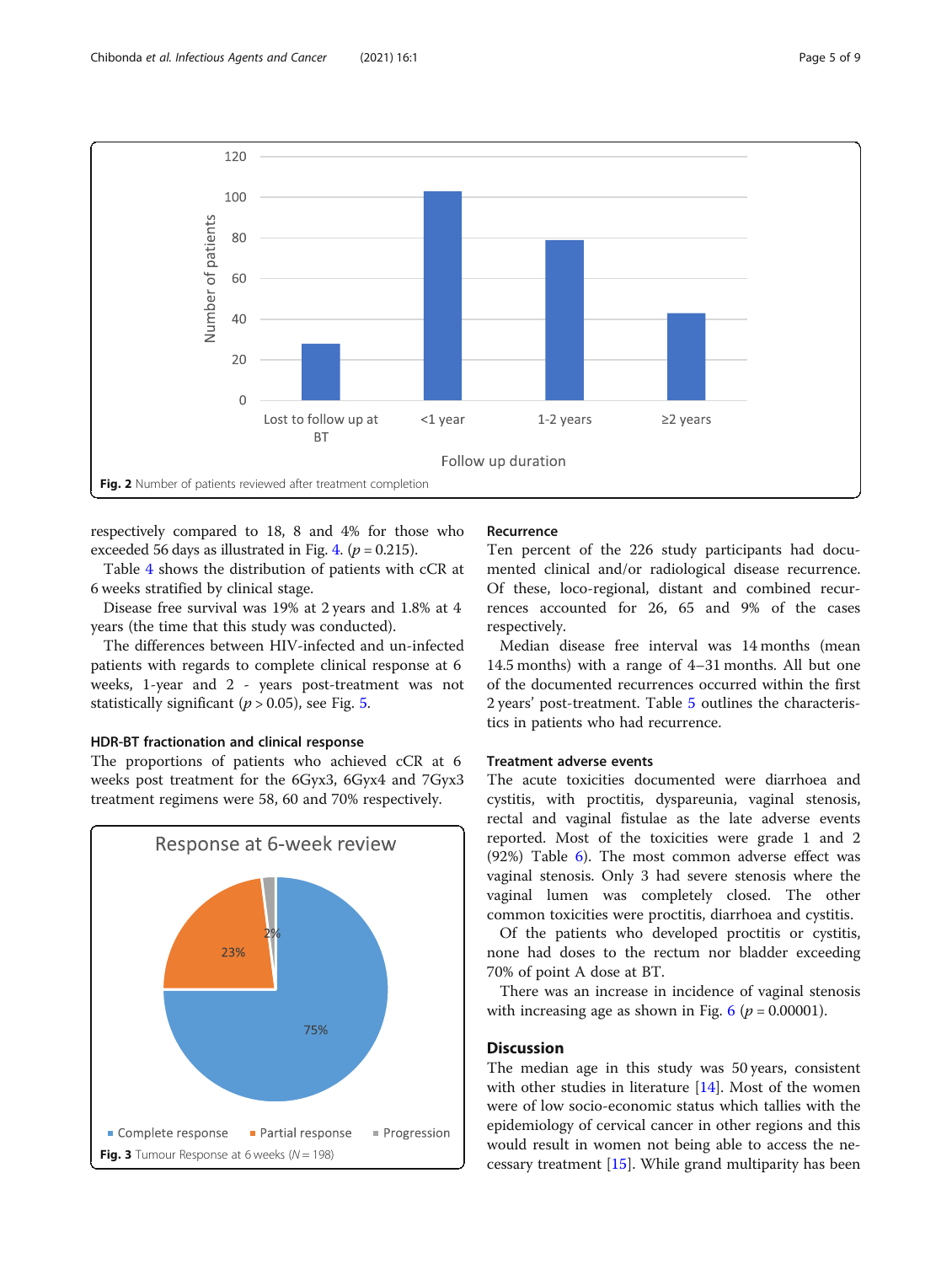Fig. 2 Number of patients reviewed after treatment completion

respectively compared to 18, 8 and 4% for those who exceeded 56 days as illustrated in Fig. 4. ($p = 0.215$).

Table 4 shows the distribution of patients with cCR at 6 weeks stratified by clinical stage.

Disease free survival was 19% at 2 years and 1.8% at 4 years (the time that this study was conducted).

The differences between HIV-infected and un-infected patients with regards to complete clinical response at 6 weeks, 1-year and 2 - years post-treatment was not statistically significant ($p > 0.05$), see Fig. 5.

### HDR-BT fractionation and clinical response

The proportions of patients who achieved cCR at 6 weeks post treatment for the 6Gyx3, 6Gyx4 and 7Gyx3 treatment regimens were 58, 60 and 70% respectively.

Fig. 3 Tumour Response at 6 weeks (N = 198)

### Recurrence

Ten percent of the 226 study participants had documented clinical and/or radiological disease recurrence. Of these, loco-regional, distant and combined recurrences accounted for 26, 65 and 9% of the cases respectively.

Median disease free interval was 14 months (mean 14.5 months) with a range of 4–31 months. All but one of the documented recurrences occurred within the first 2 years' post-treatment. Table 5 outlines the characteristics in patients who had recurrence.

### Treatment adverse events

The acute toxicities documented were diarrhoea and cystitis, with proctitis, dyspareunia, vaginal stenosis, rectal and vaginal fistulae as the late adverse events reported. Most of the toxicities were grade 1 and 2 (92%) Table 6). The most common adverse effect was vaginal stenosis. Only 3 had severe stenosis where the vaginal lumen was completely closed. The other common toxicities were proctitis, diarrhoea and cystitis.

Of the patients who developed proctitis or cystitis, none had doses to the rectum nor bladder exceeding 70% of point A dose at BT.

There was an increase in incidence of vaginal stenosis with increasing age as shown in Fig. 6 ($p = 0.00001$).

## Discussion

The median age in this study was 50 years, consistent with other studies in literature [14]. Most of the women were of low socio-economic status which tallies with the epidemiology of cervical cancer in other regions and this would result in women not being able to access the necessary treatment [15]. While grand multiparity has been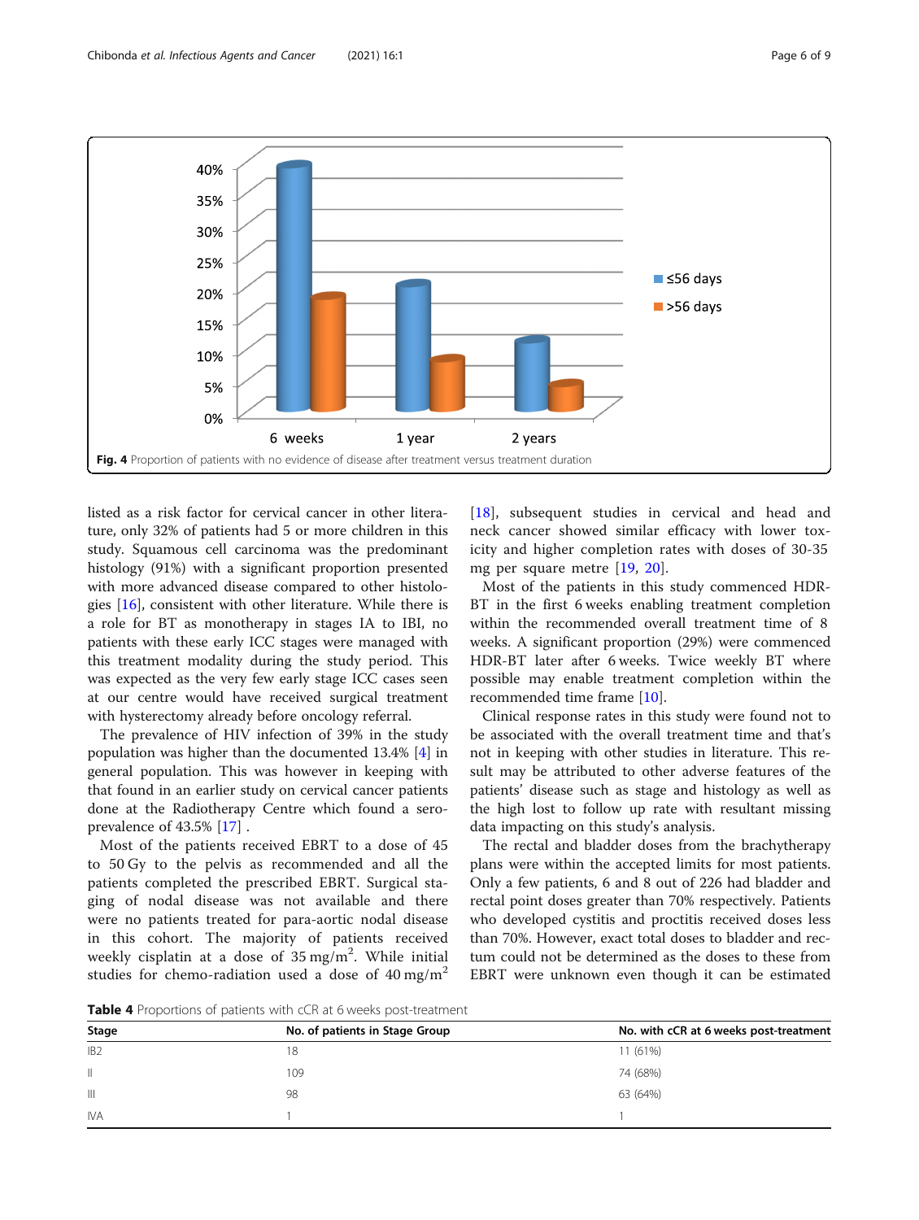Fig. 4 Proportion of patients with no evidence of disease after treatment versus treatment duration

listed as a risk factor for cervical cancer in other literature, only 32% of patients had 5 or more children in this study. Squamous cell carcinoma was the predominant histology (91%) with a significant proportion presented with more advanced disease compared to other histologies [16], consistent with other literature. While there is a role for BT as monotherapy in stages IA to IBI, no patients with these early ICC stages were managed with this treatment modality during the study period. This was expected as the very few early stage ICC cases seen at our centre would have received surgical treatment with hysterectomy already before oncology referral.

The prevalence of HIV infection of 39% in the study population was higher than the documented 13.4% [4] in general population. This was however in keeping with that found in an earlier study on cervical cancer patients done at the Radiotherapy Centre which found a sero-prevalence of 43.5% [17] .

Most of the patients received EBRT to a dose of 45 to 50 Gy to the pelvis as recommended and all the patients completed the prescribed EBRT. Surgical staging of nodal disease was not available and there were no patients treated for para-aortic nodal disease in this cohort. The majority of patients received weekly cisplatin at a dose of 35 mg/m$^2$. While initial studies for chemo-radiation used a dose of 40 mg/m$^2$ [18], subsequent studies in cervical and head and neck cancer showed similar efficacy with lower toxicity and higher completion rates with doses of 30-35 mg per square metre [19, 20].

Most of the patients in this study commenced HDR-BT in the first 6 weeks enabling treatment completion within the recommended overall treatment time of 8 weeks. A significant proportion (29%) were commenced HDR-BT later after 6 weeks. Twice weekly BT where possible may enable treatment completion within the recommended time frame [10].

Clinical response rates in this study were found not to be associated with the overall treatment time and that's not in keeping with other studies in literature. This result may be attributed to other adverse features of the patients' disease such as stage and histology as well as the high lost to follow up rate with resultant missing data impacting on this study's analysis.

The rectal and bladder doses from the brachytherapy plans were within the accepted limits for most patients. Only a few patients, 6 and 8 out of 226 had bladder and rectal point doses greater than 70% respectively. Patients who developed cystitis and proctitis received doses less than 70%. However, exact total doses to bladder and rectum could not be determined as the doses to these from EBRT were unknown even though it can be estimated

**Table 4** Proportions of patients with cCR at 6 weeks post-treatment

| Stage | No. of patients in Stage Group | No. with cCR at 6 weeks post-treatment |
|---|---|---|
| IB2 | 18 | 11 (61%) |
| II | 109 | 74 (68%) |
| III | 98 | 63 (64%) |
| IVA | 1 | 1 |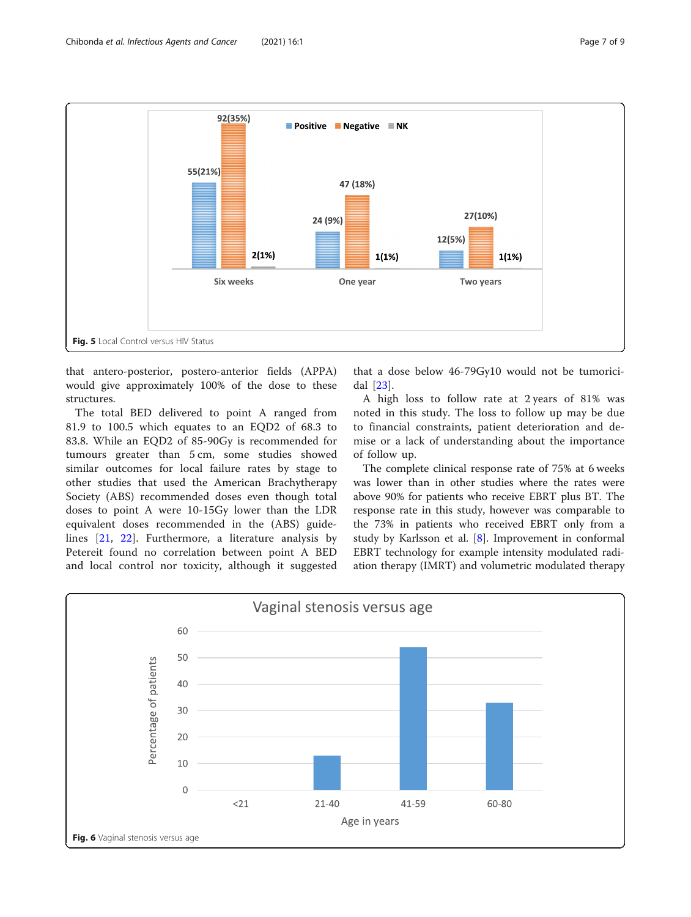Fig. 5 Local Control versus HIV Status

that antero-posterior, postero-anterior fields (APPA) would give approximately 100% of the dose to these structures.

The total BED delivered to point A ranged from 81.9 to 100.5 which equates to an EQD2 of 68.3 to 83.8. While an EQD2 of 85-90Gy is recommended for tumours greater than 5 cm, some studies showed similar outcomes for local failure rates by stage to other studies that used the American Brachytherapy Society (ABS) recommended doses even though total doses to point A were 10-15Gy lower than the LDR equivalent doses recommended in the (ABS) guidelines [21, 22]. Furthermore, a literature analysis by Petereit found no correlation between point A BED and local control nor toxicity, although it suggested that a dose below 46-79Gy10 would not be tumoricidal [23].

A high loss to follow rate at 2 years of 81% was noted in this study. The loss to follow up may be due to financial constraints, patient deterioration and demise or a lack of understanding about the importance of follow up.

The complete clinical response rate of 75% at 6 weeks was lower than in other studies where the rates were above 90% for patients who receive EBRT plus BT. The response rate in this study, however was comparable to the 73% in patients who received EBRT only from a study by Karlsson et al. [8]. Improvement in conformal EBRT technology for example intensity modulated radiation therapy (IMRT) and volumetric modulated therapy

Fig. 6 Vaginal stenosis versus age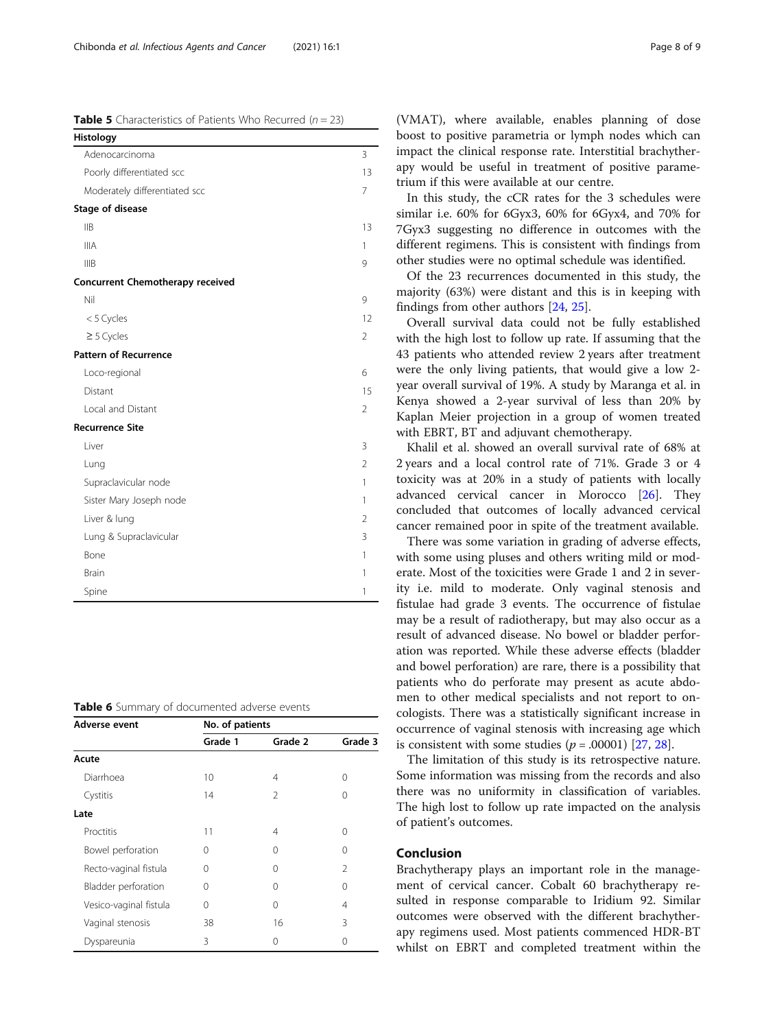**Table 5** Characteristics of Patients Who Recurred ($n = 23$)

| Histology | |
|---|---|
| Adenocarcinoma | 3 |
| Poorly differentiated scc | 13 |
| Moderately differentiated scc | 7 |
| **Stage of disease** | |
| IIB | 13 |
| IIIA | 1 |
| IIIB | 9 |
| **Concurrent Chemotherapy received** | |
| Nil | 9 |
| < 5 Cycles | 12 |
| ≥ 5 Cycles | 2 |
| **Pattern of Recurrence** | |
| Loco-regional | 6 |
| Distant | 15 |
| Local and Distant | 2 |
| **Recurrence Site** | |
| Liver | 3 |
| Lung | 2 |
| Supraclavicular node | 1 |
| Sister Mary Joseph node | 1 |
| Liver & lung | 2 |
| Lung & Supraclavicular | 3 |
| Bone | 1 |
| Brain | 1 |
| Spine | 1 |

**Table 6** Summary of documented adverse events

| Adverse event | No. of patients | | |
|---|---|---|---|
| | Grade 1 | Grade 2 | Grade 3 |
| **Acute** | | | |
| Diarrhoea | 10 | 4 | 0 |
| Cystitis | 14 | 2 | 0 |
| **Late** | | | |
| Proctitis | 11 | 4 | 0 |
| Bowel perforation | 0 | 0 | 0 |
| Recto-vaginal fistula | 0 | 0 | 2 |
| Bladder perforation | 0 | 0 | 0 |
| Vesico-vaginal fistula | 0 | 0 | 4 |
| Vaginal stenosis | 38 | 16 | 3 |
| Dyspareunia | 3 | 0 | 0 |

(VMAT), where available, enables planning of dose boost to positive parametria or lymph nodes which can impact the clinical response rate. Interstitial brachytherapy would be useful in treatment of positive parametrium if this were available at our centre.

In this study, the cCR rates for the 3 schedules were similar i.e. 60% for 6Gyx3, 60% for 6Gyx4, and 70% for 7Gyx3 suggesting no difference in outcomes with the different regimens. This is consistent with findings from other studies were no optimal schedule was identified.

Of the 23 recurrences documented in this study, the majority (63%) were distant and this is in keeping with findings from other authors [24, 25].

Overall survival data could not be fully established with the high lost to follow up rate. If assuming that the 43 patients who attended review 2 years after treatment were the only living patients, that would give a low 2-year overall survival of 19%. A study by Maranga et al. in Kenya showed a 2-year survival of less than 20% by Kaplan Meier projection in a group of women treated with EBRT, BT and adjuvant chemotherapy.

Khalil et al. showed an overall survival rate of 68% at 2 years and a local control rate of 71%. Grade 3 or 4 toxicity was at 20% in a study of patients with locally advanced cervical cancer in Morocco [26]. They concluded that outcomes of locally advanced cervical cancer remained poor in spite of the treatment available.

There was some variation in grading of adverse effects, with some using pluses and others writing mild or moderate. Most of the toxicities were Grade 1 and 2 in severity i.e. mild to moderate. Only vaginal stenosis and fistulae had grade 3 events. The occurrence of fistulae may be a result of radiotherapy, but may also occur as a result of advanced disease. No bowel or bladder perforation was reported. While these adverse effects (bladder and bowel perforation) are rare, there is a possibility that patients who do perforate may present as acute abdomen to other medical specialists and not report to oncologists. There was a statistically significant increase in occurrence of vaginal stenosis with increasing age which is consistent with some studies ($p = .00001$) [27, 28].

The limitation of this study is its retrospective nature. Some information was missing from the records and also there was no uniformity in classification of variables. The high lost to follow up rate impacted on the analysis of patient's outcomes.

## Conclusion

Brachytherapy plays an important role in the management of cervical cancer. Cobalt 60 brachytherapy resulted in response comparable to Iridium 92. Similar outcomes were observed with the different brachytherapy regimens used. Most patients commenced HDR-BT whilst on EBRT and completed treatment within the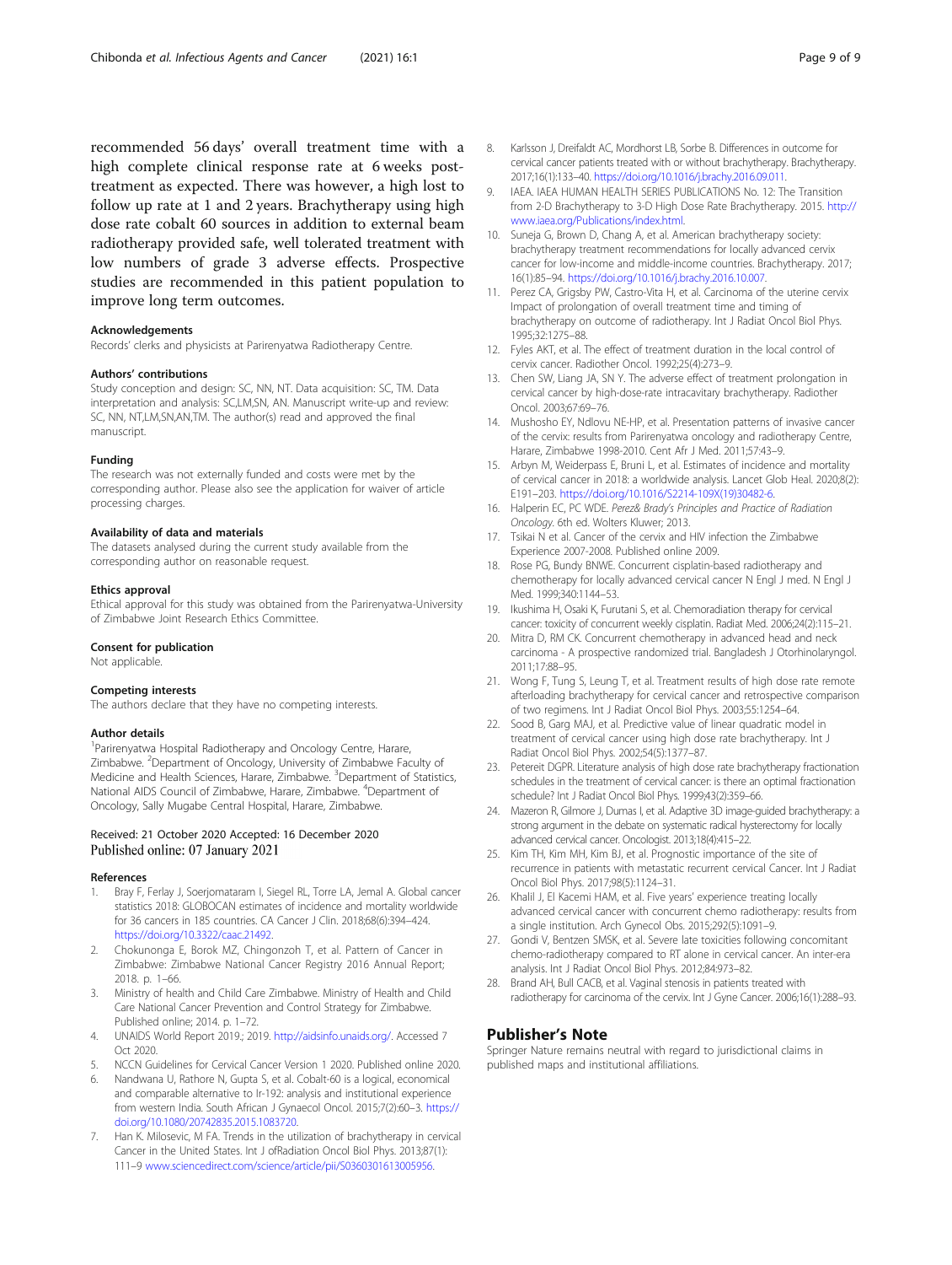recommended 56 days' overall treatment time with a high complete clinical response rate at 6 weeks post-treatment as expected. There was however, a high lost to follow up rate at 1 and 2 years. Brachytherapy using high dose rate cobalt 60 sources in addition to external beam radiotherapy provided safe, well tolerated treatment with low numbers of grade 3 adverse effects. Prospective studies are recommended in this patient population to improve long term outcomes.

### Acknowledgements

Records' clerks and physicists at Parirenyatwa Radiotherapy Centre.

### Authors' contributions

Study conception and design: SC, NN, NT. Data acquisition: SC, TM. Data interpretation and analysis: SC,LM,SN, AN. Manuscript write-up and review: SC, NN, NT,LM,SN,AN,TM. The author(s) read and approved the final manuscript.

### Funding

The research was not externally funded and costs were met by the corresponding author. Please also see the application for waiver of article processing charges.

### Availability of data and materials

The datasets analysed during the current study available from the corresponding author on reasonable request.

### Ethics approval

Ethical approval for this study was obtained from the Parirenyatwa-University of Zimbabwe Joint Research Ethics Committee.

### Consent for publication

Not applicable.

### Competing interests

The authors declare that they have no competing interests.

### Author details

[1]Parirenyatwa Hospital Radiotherapy and Oncology Centre, Harare, Zimbabwe. [2]Department of Oncology, University of Zimbabwe Faculty of Medicine and Health Sciences, Harare, Zimbabwe. [3]Department of Statistics, National AIDS Council of Zimbabwe, Harare, Zimbabwe. [4]Department of Oncology, Sally Mugabe Central Hospital, Harare, Zimbabwe.

Received: 21 October 2020 Accepted: 16 December 2020
Published online: 07 January 2021

### References

1. Bray F, Ferlay J, Soerjomataram I, Siegel RL, Torre LA, Jemal A. Global cancer statistics 2018: GLOBOCAN estimates of incidence and mortality worldwide for 36 cancers in 185 countries. CA Cancer J Clin. 2018;68(6):394–424. https://doi.org/10.3322/caac.21492.
2. Chokunonga E, Borok MZ, Chingonzoh T, et al. Pattern of Cancer in Zimbabwe: Zimbabwe National Cancer Registry 2016 Annual Report; 2018. p. 1–66.
3. Ministry of health and Child Care Zimbabwe. Ministry of Health and Child Care National Cancer Prevention and Control Strategy for Zimbabwe. Published online; 2014. p. 1–72.
4. UNAIDS World Report 2019.; 2019. http://aidsinfo.unaids.org/. Accessed 7 Oct 2020.
5. NCCN Guidelines for Cervical Cancer Version 1 2020. Published online 2020.
6. Nandwana U, Rathore N, Gupta S, et al. Cobalt-60 is a logical, economical and comparable alternative to Ir-192: analysis and institutional experience from western India. South African J Gynaecol Oncol. 2015;7(2):60–3. https://doi.org/10.1080/20742835.2015.1083720.
7. Han K. Milosevic, M FA. Trends in the utilization of brachytherapy in cervical Cancer in the United States. Int J ofRadiation Oncol Biol Phys. 2013;87(1): 111–9 www.sciencedirect.com/science/article/pii/S0360301613005956.
8. Karlsson J, Dreifaldt AC, Mordhorst LB, Sorbe B. Differences in outcome for cervical cancer patients treated with or without brachytherapy. Brachytherapy. 2017;16(1):133–40. https://doi.org/10.1016/j.brachy.2016.09.011.
9. IAEA. IAEA HUMAN HEALTH SERIES PUBLICATIONS No. 12: The Transition from 2-D Brachytherapy to 3-D High Dose Rate Brachytherapy. 2015. http://www.iaea.org/Publications/index.html.
10. Suneja G, Brown D, Chang A, et al. American brachytherapy society: brachytherapy treatment recommendations for locally advanced cervix cancer for low-income and middle-income countries. Brachytherapy. 2017; 16(1):85–94. https://doi.org/10.1016/j.brachy.2016.10.007.
11. Perez CA, Grigsby PW, Castro-Vita H, et al. Carcinoma of the uterine cervix Impact of prolongation of overall treatment time and timing of brachytherapy on outcome of radiotherapy. Int J Radiat Oncol Biol Phys. 1995;32:1275–88.
12. Fyles AKT, et al. The effect of treatment duration in the local control of cervix cancer. Radiother Oncol. 1992;25(4):273–9.
13. Chen SW, Liang JA, SN Y. The adverse effect of treatment prolongation in cervical cancer by high-dose-rate intracavitary brachytherapy. Radiother Oncol. 2003;67:69–76.
14. Mushosho EY, Ndlovu NE-HP, et al. Presentation patterns of invasive cancer of the cervix: results from Parirenyatwa oncology and radiotherapy Centre, Harare, Zimbabwe 1998-2010. Cent Afr J Med. 2011;57:43–9.
15. Arbyn M, Weiderpass E, Bruni L, et al. Estimates of incidence and mortality of cervical cancer in 2018: a worldwide analysis. Lancet Glob Heal. 2020;8(2): E191–203. https://doi.org/10.1016/S2214-109X(19)30482-6.
16. Halperin EC, PC WDE. *Perez& Brady's Principles and Practice of Radiation Oncology*. 6th ed. Wolters Kluwer; 2013.
17. Tsikai N et al. Cancer of the cervix and HIV infection the Zimbabwe Experience 2007-2008. Published online 2009.
18. Rose PG, Bundy BNWE. Concurrent cisplatin-based radiotherapy and chemotherapy for locally advanced cervical cancer N Engl J med. N Engl J Med. 1999;340:1144–53.
19. Ikushima H, Osaki K, Furutani S, et al. Chemoradiation therapy for cervical cancer: toxicity of concurrent weekly cisplatin. Radiat Med. 2006;24(2):115–21.
20. Mitra D, RM CK. Concurrent chemotherapy in advanced head and neck carcinoma - A prospective randomized trial. Bangladesh J Otorhinolaryngol. 2011;17:88–95.
21. Wong F, Tung S, Leung T, et al. Treatment results of high dose rate remote afterloading brachytherapy for cervical cancer and retrospective comparison of two regimens. Int J Radiat Oncol Biol Phys. 2003;55:1254–64.
22. Sood B, Garg MAJ, et al. Predictive value of linear quadratic model in treatment of cervical cancer using high dose rate brachytherapy. Int J Radiat Oncol Biol Phys. 2002;54(5):1377–87.
23. Petereit DGPR. Literature analysis of high dose rate brachytherapy fractionation schedules in the treatment of cervical cancer: is there an optimal fractionation schedule? Int J Radiat Oncol Biol Phys. 1999;43(2):359–66.
24. Mazeron R, Gilmore J, Dumas I, et al. Adaptive 3D image-guided brachytherapy: a strong argument in the debate on systematic radical hysterectomy for locally advanced cervical cancer. Oncologist. 2013;18(4):415–22.
25. Kim TH, Kim MH, Kim BJ, et al. Prognostic importance of the site of recurrence in patients with metastatic recurrent cervical Cancer. Int J Radiat Oncol Biol Phys. 2017;98(5):1124–31.
26. Khalil J, El Kacemi HAM, et al. Five years' experience treating locally advanced cervical cancer with concurrent chemo radiotherapy: results from a single institution. Arch Gynecol Obs. 2015;292(5):1091–9.
27. Gondi V, Bentzen SMSK, et al. Severe late toxicities following concomitant chemo-radiotherapy compared to RT alone in cervical cancer. An inter-era analysis. Int J Radiat Oncol Biol Phys. 2012;84:973–82.
28. Brand AH, Bull CACB, et al. Vaginal stenosis in patients treated with radiotherapy for carcinoma of the cervix. Int J Gyne Cancer. 2006;16(1):288–93.

## Publisher's Note

Springer Nature remains neutral with regard to jurisdictional claims in published maps and institutional affiliations.